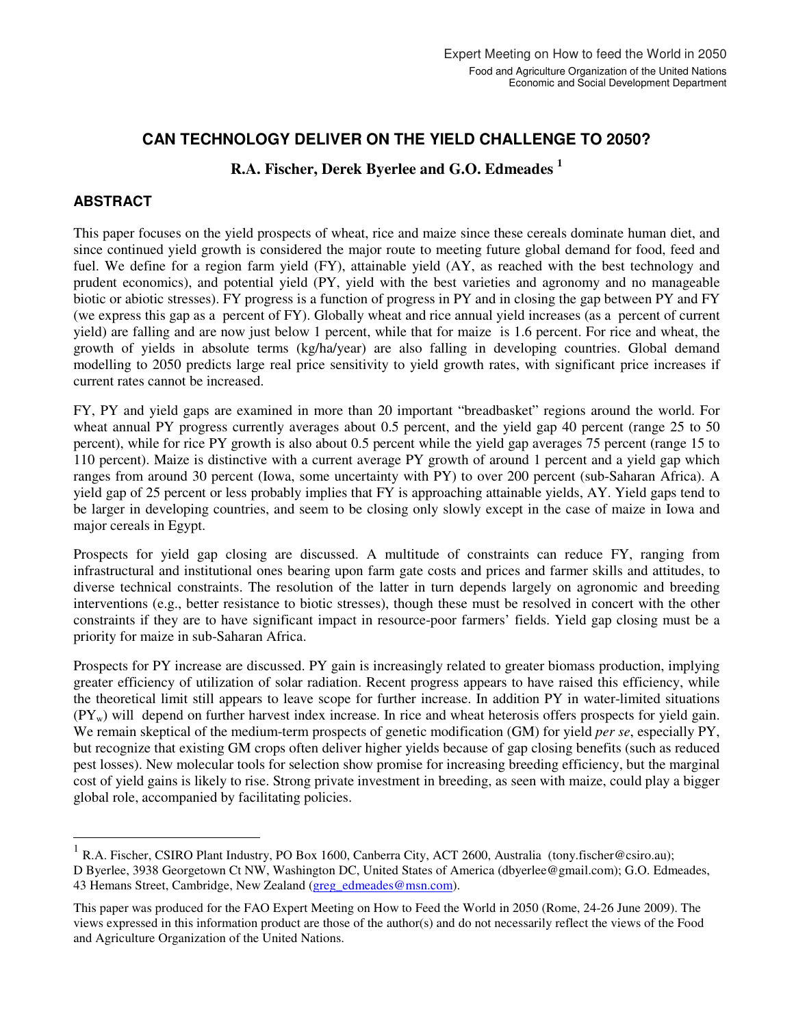Expert Meeting on How to feed the World in 2050
Food and Agriculture Organization of the United Nations
Economic and Social Development Department

# CAN TECHNOLOGY DELIVER ON THE YIELD CHALLENGE TO 2050?

**R.A. Fischer, Derek Byerlee and G.O. Edmeades [1]**

## ABSTRACT

This paper focuses on the yield prospects of wheat, rice and maize since these cereals dominate human diet, and since continued yield growth is considered the major route to meeting future global demand for food, feed and fuel. We define for a region farm yield (FY), attainable yield (AY, as reached with the best technology and prudent economics), and potential yield (PY, yield with the best varieties and agronomy and no manageable biotic or abiotic stresses). FY progress is a function of progress in PY and in closing the gap between PY and FY (we express this gap as a percent of FY). Globally wheat and rice annual yield increases (as a percent of current yield) are falling and are now just below 1 percent, while that for maize is 1.6 percent. For rice and wheat, the growth of yields in absolute terms (kg/ha/year) are also falling in developing countries. Global demand modelling to 2050 predicts large real price sensitivity to yield growth rates, with significant price increases if current rates cannot be increased.

FY, PY and yield gaps are examined in more than 20 important "breadbasket" regions around the world. For wheat annual PY progress currently averages about 0.5 percent, and the yield gap 40 percent (range 25 to 50 percent), while for rice PY growth is also about 0.5 percent while the yield gap averages 75 percent (range 15 to 110 percent). Maize is distinctive with a current average PY growth of around 1 percent and a yield gap which ranges from around 30 percent (Iowa, some uncertainty with PY) to over 200 percent (sub-Saharan Africa). A yield gap of 25 percent or less probably implies that FY is approaching attainable yields, AY. Yield gaps tend to be larger in developing countries, and seem to be closing only slowly except in the case of maize in Iowa and major cereals in Egypt.

Prospects for yield gap closing are discussed. A multitude of constraints can reduce FY, ranging from infrastructural and institutional ones bearing upon farm gate costs and prices and farmer skills and attitudes, to diverse technical constraints. The resolution of the latter in turn depends largely on agronomic and breeding interventions (e.g., better resistance to biotic stresses), though these must be resolved in concert with the other constraints if they are to have significant impact in resource-poor farmers' fields. Yield gap closing must be a priority for maize in sub-Saharan Africa.

Prospects for PY increase are discussed. PY gain is increasingly related to greater biomass production, implying greater efficiency of utilization of solar radiation. Recent progress appears to have raised this efficiency, while the theoretical limit still appears to leave scope for further increase. In addition PY in water-limited situations ($PY_w$) will depend on further harvest index increase. In rice and wheat heterosis offers prospects for yield gain. We remain skeptical of the medium-term prospects of genetic modification (GM) for yield *per se*, especially PY, but recognize that existing GM crops often deliver higher yields because of gap closing benefits (such as reduced pest losses). New molecular tools for selection show promise for increasing breeding efficiency, but the marginal cost of yield gains is likely to rise. Strong private investment in breeding, as seen with maize, could play a bigger global role, accompanied by facilitating policies.

---

[1] R.A. Fischer, CSIRO Plant Industry, PO Box 1600, Canberra City, ACT 2600, Australia (tony.fischer@csiro.au); D Byerlee, 3938 Georgetown Ct NW, Washington DC, United States of America (dbyerlee@gmail.com); G.O. Edmeades, 43 Hemans Street, Cambridge, New Zealand (greg_edmeades@msn.com).

This paper was produced for the FAO Expert Meeting on How to Feed the World in 2050 (Rome, 24-26 June 2009). The views expressed in this information product are those of the author(s) and do not necessarily reflect the views of the Food and Agriculture Organization of the United Nations.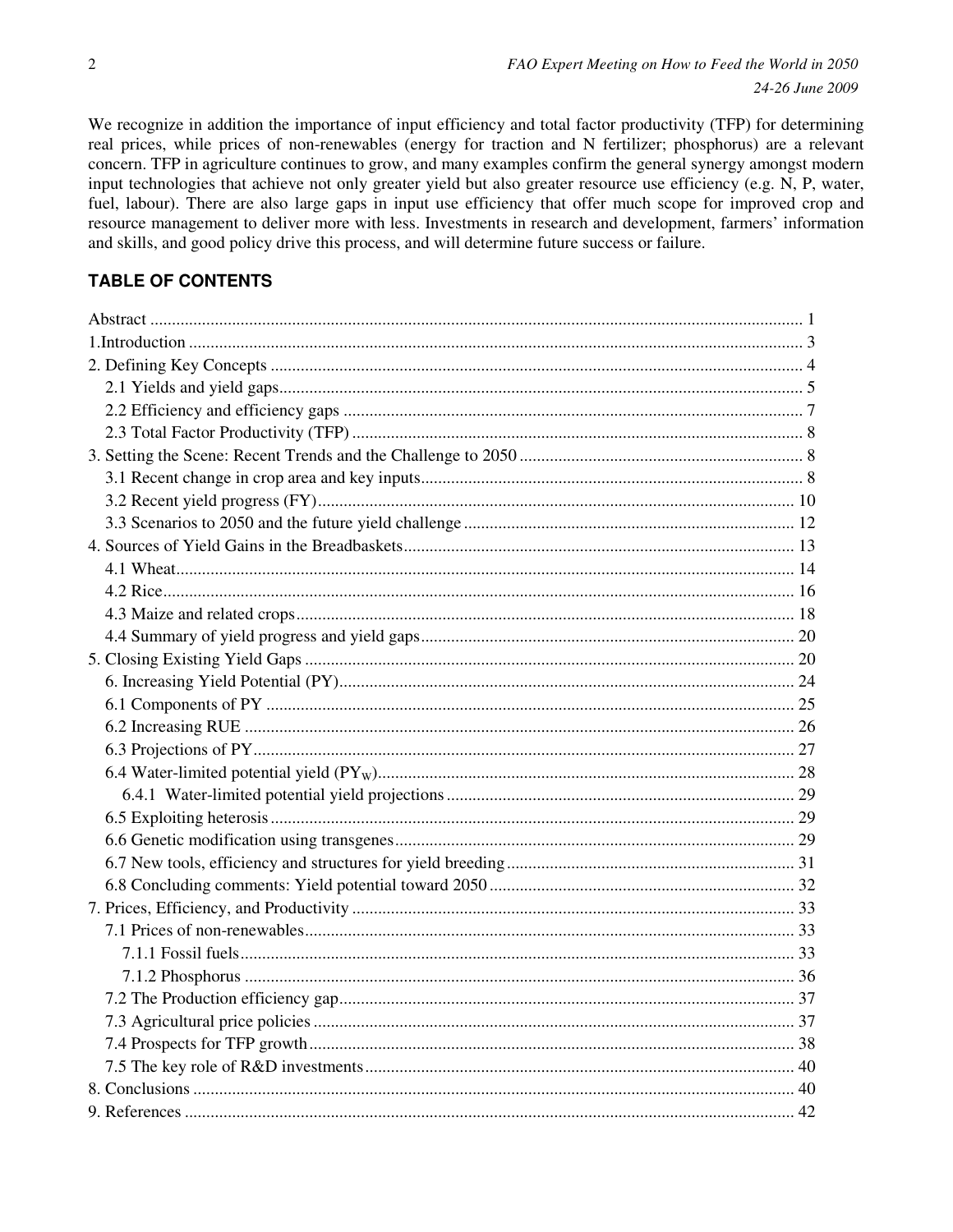We recognize in addition the importance of input efficiency and total factor productivity (TFP) for determining real prices, while prices of non-renewables (energy for traction and N fertilizer; phosphorus) are a relevant concern. TFP in agriculture continues to grow, and many examples confirm the general synergy amongst modern input technologies that achieve not only greater yield but also greater resource use efficiency (e.g. N, P, water, fuel, labour). There are also large gaps in input use efficiency that offer much scope for improved crop and resource management to deliver more with less. Investments in research and development, farmers' information and skills, and good policy drive this process, and will determine future success or failure.

## TABLE OF CONTENTS

Abstract ..... 1
1.Introduction ..... 3
2. Defining Key Concepts ..... 4
  2.1 Yields and yield gaps ..... 5
  2.2 Efficiency and efficiency gaps ..... 7
  2.3 Total Factor Productivity (TFP) ..... 8
3. Setting the Scene: Recent Trends and the Challenge to 2050 ..... 8
  3.1 Recent change in crop area and key inputs ..... 8
  3.2 Recent yield progress (FY) ..... 10
  3.3 Scenarios to 2050 and the future yield challenge ..... 12
4. Sources of Yield Gains in the Breadbaskets ..... 13
  4.1 Wheat ..... 14
  4.2 Rice ..... 16
  4.3 Maize and related crops ..... 18
  4.4 Summary of yield progress and yield gaps ..... 20
5. Closing Existing Yield Gaps ..... 20
  6. Increasing Yield Potential (PY) ..... 24
  6.1 Components of PY ..... 25
  6.2 Increasing RUE ..... 26
  6.3 Projections of PY ..... 27
  6.4 Water-limited potential yield ($PY_W$) ..... 28
    6.4.1 Water-limited potential yield projections ..... 29
  6.5 Exploiting heterosis ..... 29
  6.6 Genetic modification using transgenes ..... 29
  6.7 New tools, efficiency and structures for yield breeding ..... 31
  6.8 Concluding comments: Yield potential toward 2050 ..... 32
7. Prices, Efficiency, and Productivity ..... 33
  7.1 Prices of non-renewables ..... 33
    7.1.1 Fossil fuels ..... 33
    7.1.2 Phosphorus ..... 36
  7.2 The Production efficiency gap ..... 37
  7.3 Agricultural price policies ..... 37
  7.4 Prospects for TFP growth ..... 38
  7.5 The key role of R&D investments ..... 40
8. Conclusions ..... 40
9. References ..... 42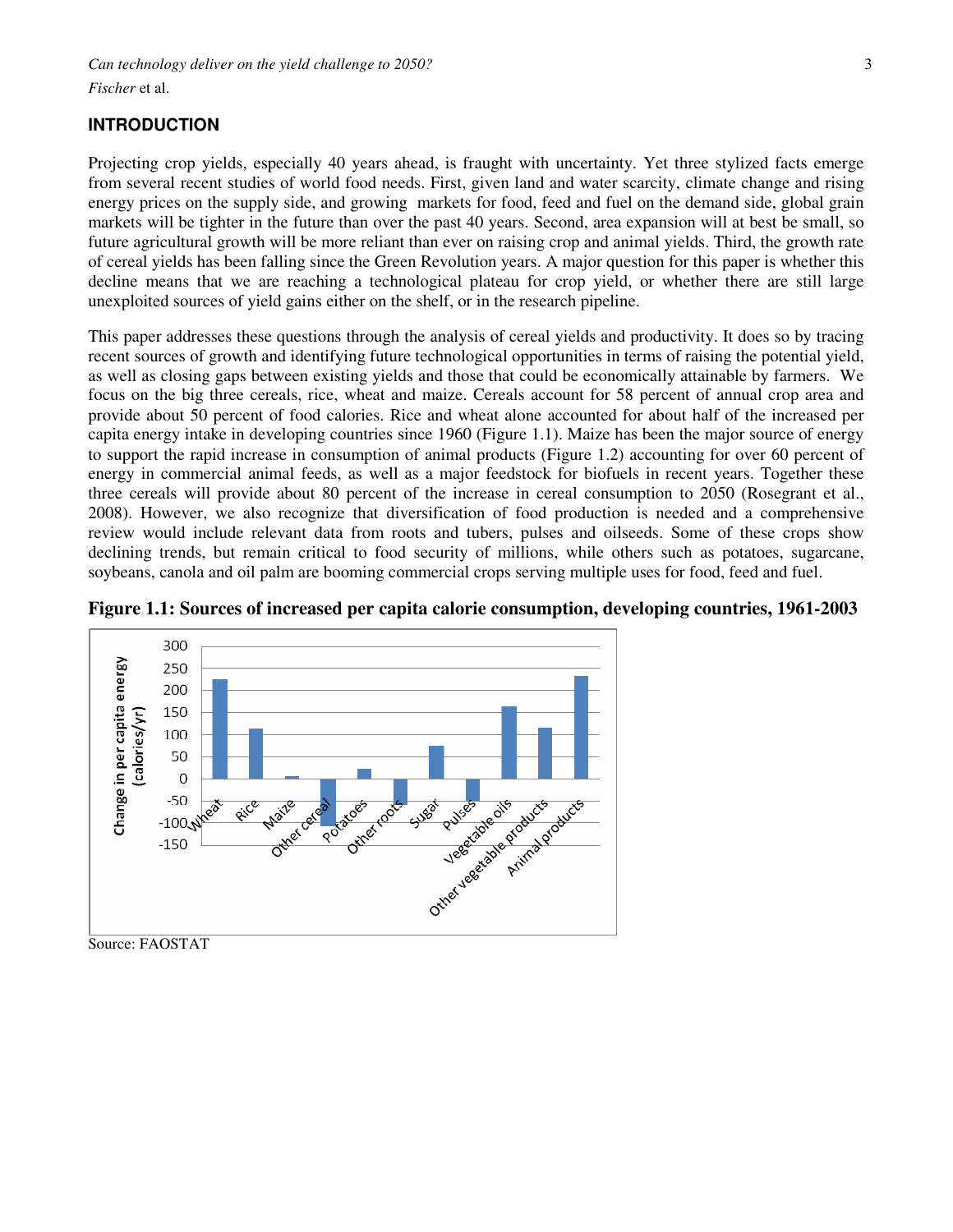## INTRODUCTION

Projecting crop yields, especially 40 years ahead, is fraught with uncertainty. Yet three stylized facts emerge from several recent studies of world food needs. First, given land and water scarcity, climate change and rising energy prices on the supply side, and growing markets for food, feed and fuel on the demand side, global grain markets will be tighter in the future than over the past 40 years. Second, area expansion will at best be small, so future agricultural growth will be more reliant than ever on raising crop and animal yields. Third, the growth rate of cereal yields has been falling since the Green Revolution years. A major question for this paper is whether this decline means that we are reaching a technological plateau for crop yield, or whether there are still large unexploited sources of yield gains either on the shelf, or in the research pipeline.

This paper addresses these questions through the analysis of cereal yields and productivity. It does so by tracing recent sources of growth and identifying future technological opportunities in terms of raising the potential yield, as well as closing gaps between existing yields and those that could be economically attainable by farmers. We focus on the big three cereals, rice, wheat and maize. Cereals account for 58 percent of annual crop area and provide about 50 percent of food calories. Rice and wheat alone accounted for about half of the increased per capita energy intake in developing countries since 1960 (Figure 1.1). Maize has been the major source of energy to support the rapid increase in consumption of animal products (Figure 1.2) accounting for over 60 percent of energy in commercial animal feeds, as well as a major feedstock for biofuels in recent years. Together these three cereals will provide about 80 percent of the increase in cereal consumption to 2050 (Rosegrant et al., 2008). However, we also recognize that diversification of food production is needed and a comprehensive review would include relevant data from roots and tubers, pulses and oilseeds. Some of these crops show declining trends, but remain critical to food security of millions, while others such as potatoes, sugarcane, soybeans, canola and oil palm are booming commercial crops serving multiple uses for food, feed and fuel.

**Figure 1.1: Sources of increased per capita calorie consumption, developing countries, 1961-2003**

Source: FAOSTAT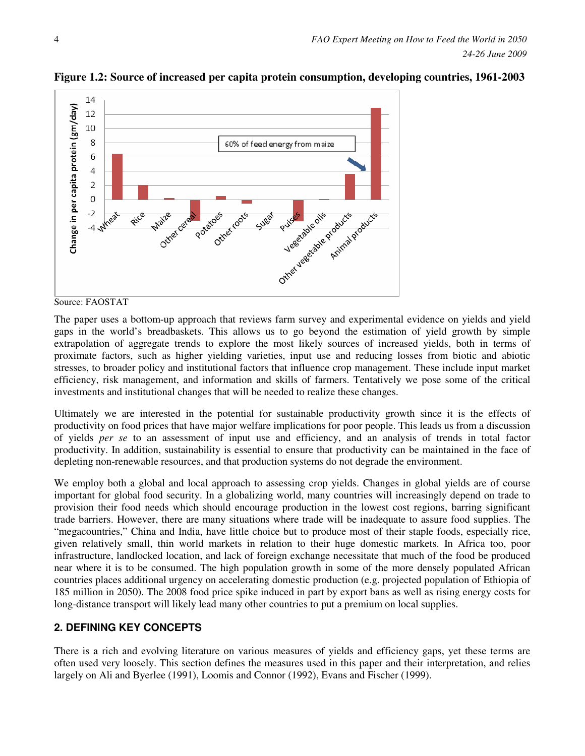**Figure 1.2: Source of increased per capita protein consumption, developing countries, 1961-2003**

Change in per capita protein (gm/day)

14
12
10
8
6
4
2
0
-2
-4

60% of feed energy from maize

Wheat
Rice
Maize
Other cereal
Potatoes
Other roots
Sugar
Pulses
Vegetable oils
Other vegetable products
Animal products

Source: FAOSTAT

The paper uses a bottom-up approach that reviews farm survey and experimental evidence on yields and yield gaps in the world's breadbaskets. This allows us to go beyond the estimation of yield growth by simple extrapolation of aggregate trends to explore the most likely sources of increased yields, both in terms of proximate factors, such as higher yielding varieties, input use and reducing losses from biotic and abiotic stresses, to broader policy and institutional factors that influence crop management. These include input market efficiency, risk management, and information and skills of farmers. Tentatively we pose some of the critical investments and institutional changes that will be needed to realize these changes.

Ultimately we are interested in the potential for sustainable productivity growth since it is the effects of productivity on food prices that have major welfare implications for poor people. This leads us from a discussion of yields *per se* to an assessment of input use and efficiency, and an analysis of trends in total factor productivity. In addition, sustainability is essential to ensure that productivity can be maintained in the face of depleting non-renewable resources, and that production systems do not degrade the environment.

We employ both a global and local approach to assessing crop yields. Changes in global yields are of course important for global food security. In a globalizing world, many countries will increasingly depend on trade to provision their food needs which should encourage production in the lowest cost regions, barring significant trade barriers. However, there are many situations where trade will be inadequate to assure food supplies. The "megacountries," China and India, have little choice but to produce most of their staple foods, especially rice, given relatively small, thin world markets in relation to their huge domestic markets. In Africa too, poor infrastructure, landlocked location, and lack of foreign exchange necessitate that much of the food be produced near where it is to be consumed. The high population growth in some of the more densely populated African countries places additional urgency on accelerating domestic production (e.g. projected population of Ethiopia of 185 million in 2050). The 2008 food price spike induced in part by export bans as well as rising energy costs for long-distance transport will likely lead many other countries to put a premium on local supplies.

## 2. DEFINING KEY CONCEPTS

There is a rich and evolving literature on various measures of yields and efficiency gaps, yet these terms are often used very loosely. This section defines the measures used in this paper and their interpretation, and relies largely on Ali and Byerlee (1991), Loomis and Connor (1992), Evans and Fischer (1999).